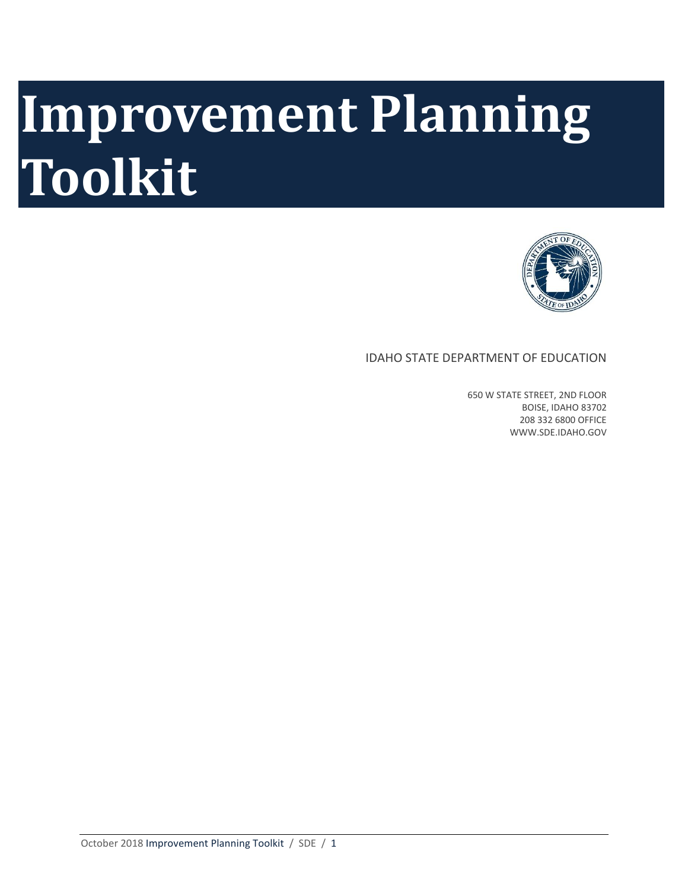# Improvement Planning Toolkit

IDAHO STATE DEPARTMENT OF EDUCATION

650 W STATE STREET, 2ND FLOOR
BOISE, IDAHO 83702
208 332 6800 OFFICE
WWW.SDE.IDAHO.GOV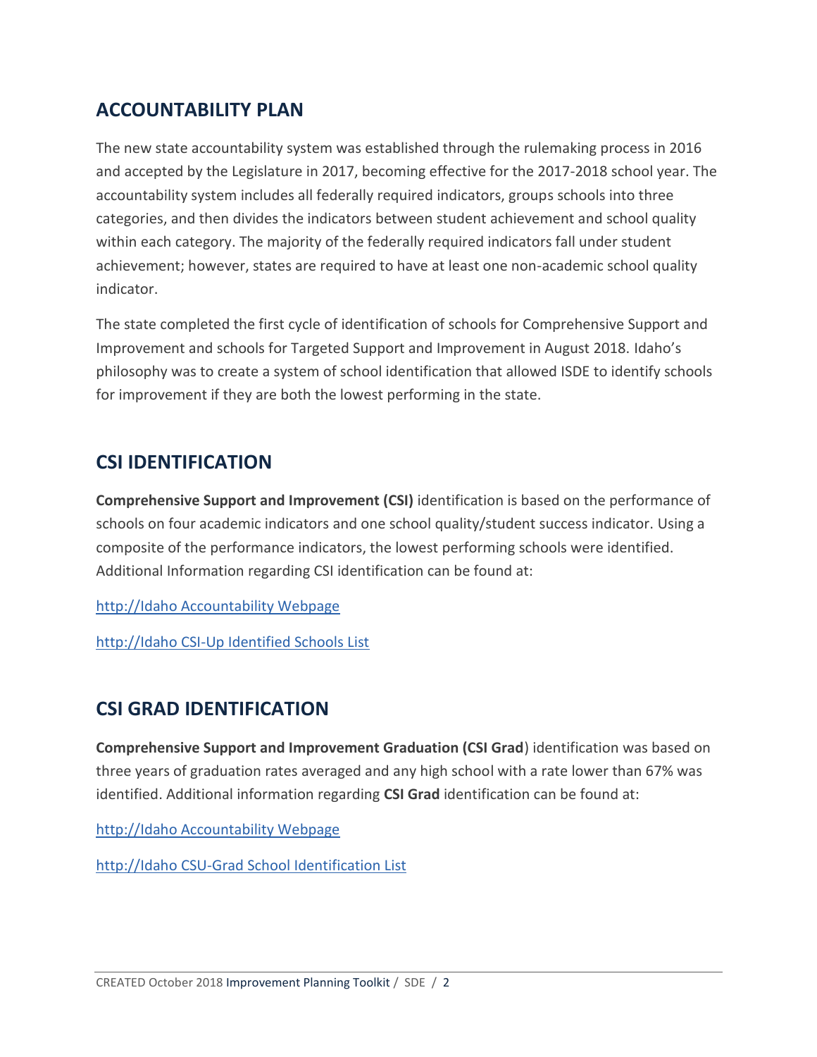## ACCOUNTABILITY PLAN

The new state accountability system was established through the rulemaking process in 2016 and accepted by the Legislature in 2017, becoming effective for the 2017-2018 school year. The accountability system includes all federally required indicators, groups schools into three categories, and then divides the indicators between student achievement and school quality within each category. The majority of the federally required indicators fall under student achievement; however, states are required to have at least one non-academic school quality indicator.

The state completed the first cycle of identification of schools for Comprehensive Support and Improvement and schools for Targeted Support and Improvement in August 2018. Idaho's philosophy was to create a system of school identification that allowed ISDE to identify schools for improvement if they are both the lowest performing in the state.

## CSI IDENTIFICATION

**Comprehensive Support and Improvement (CSI)** identification is based on the performance of schools on four academic indicators and one school quality/student success indicator. Using a composite of the performance indicators, the lowest performing schools were identified. Additional Information regarding CSI identification can be found at:

http://Idaho Accountability Webpage

http://Idaho CSI-Up Identified Schools List

## CSI GRAD IDENTIFICATION

**Comprehensive Support and Improvement Graduation (CSI Grad**) identification was based on three years of graduation rates averaged and any high school with a rate lower than 67% was identified. Additional information regarding **CSI Grad** identification can be found at:

http://Idaho Accountability Webpage

http://Idaho CSU-Grad School Identification List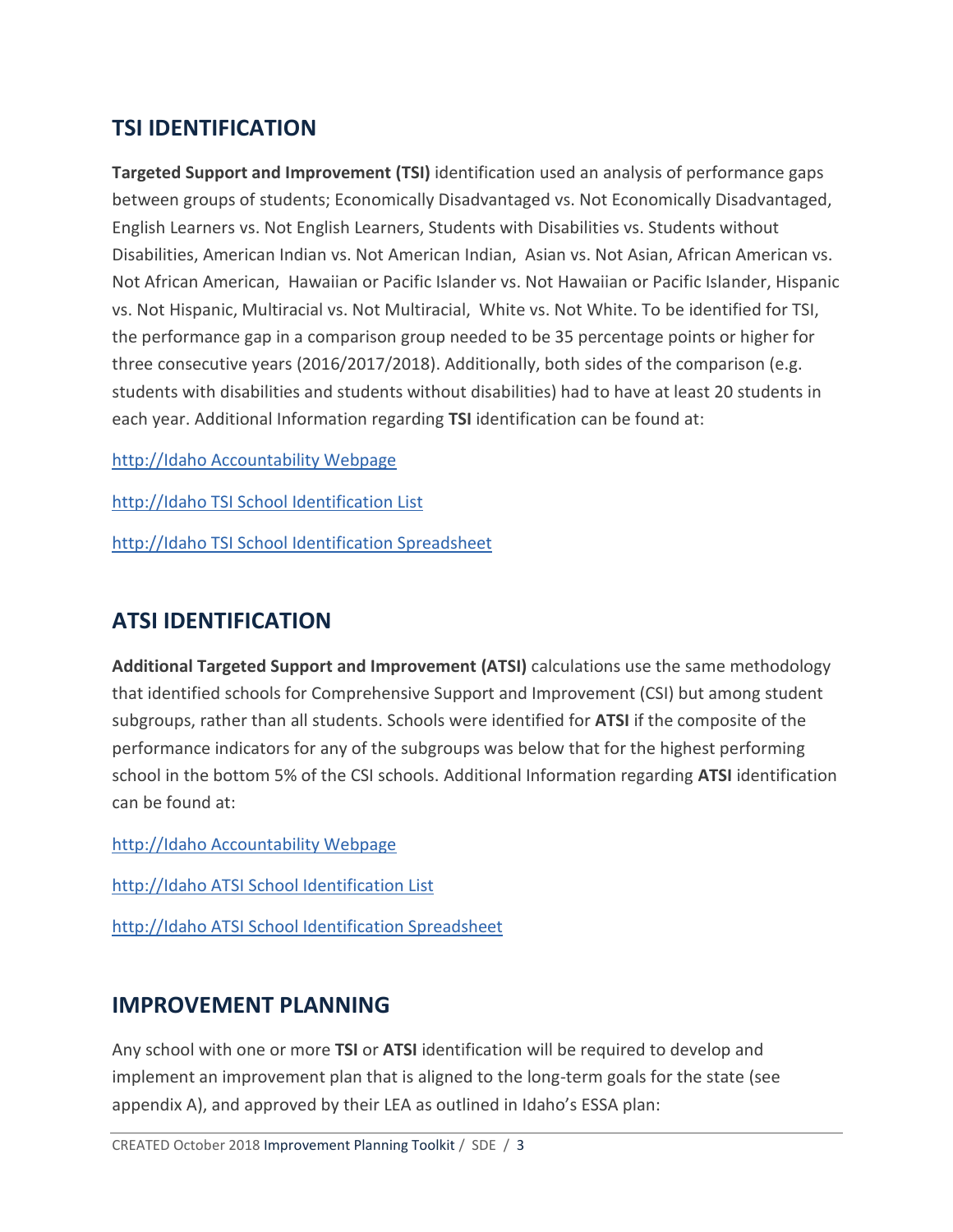## TSI IDENTIFICATION

**Targeted Support and Improvement (TSI)** identification used an analysis of performance gaps between groups of students; Economically Disadvantaged vs. Not Economically Disadvantaged, English Learners vs. Not English Learners, Students with Disabilities vs. Students without Disabilities, American Indian vs. Not American Indian, Asian vs. Not Asian, African American vs. Not African American, Hawaiian or Pacific Islander vs. Not Hawaiian or Pacific Islander, Hispanic vs. Not Hispanic, Multiracial vs. Not Multiracial, White vs. Not White. To be identified for TSI, the performance gap in a comparison group needed to be 35 percentage points or higher for three consecutive years (2016/2017/2018). Additionally, both sides of the comparison (e.g. students with disabilities and students without disabilities) had to have at least 20 students in each year. Additional Information regarding **TSI** identification can be found at:

http://Idaho Accountability Webpage

http://Idaho TSI School Identification List

http://Idaho TSI School Identification Spreadsheet

## ATSI IDENTIFICATION

**Additional Targeted Support and Improvement (ATSI)** calculations use the same methodology that identified schools for Comprehensive Support and Improvement (CSI) but among student subgroups, rather than all students. Schools were identified for **ATSI** if the composite of the performance indicators for any of the subgroups was below that for the highest performing school in the bottom 5% of the CSI schools. Additional Information regarding **ATSI** identification can be found at:

http://Idaho Accountability Webpage

http://Idaho ATSI School Identification List

http://Idaho ATSI School Identification Spreadsheet

## IMPROVEMENT PLANNING

Any school with one or more **TSI** or **ATSI** identification will be required to develop and implement an improvement plan that is aligned to the long-term goals for the state (see appendix A), and approved by their LEA as outlined in Idaho's ESSA plan: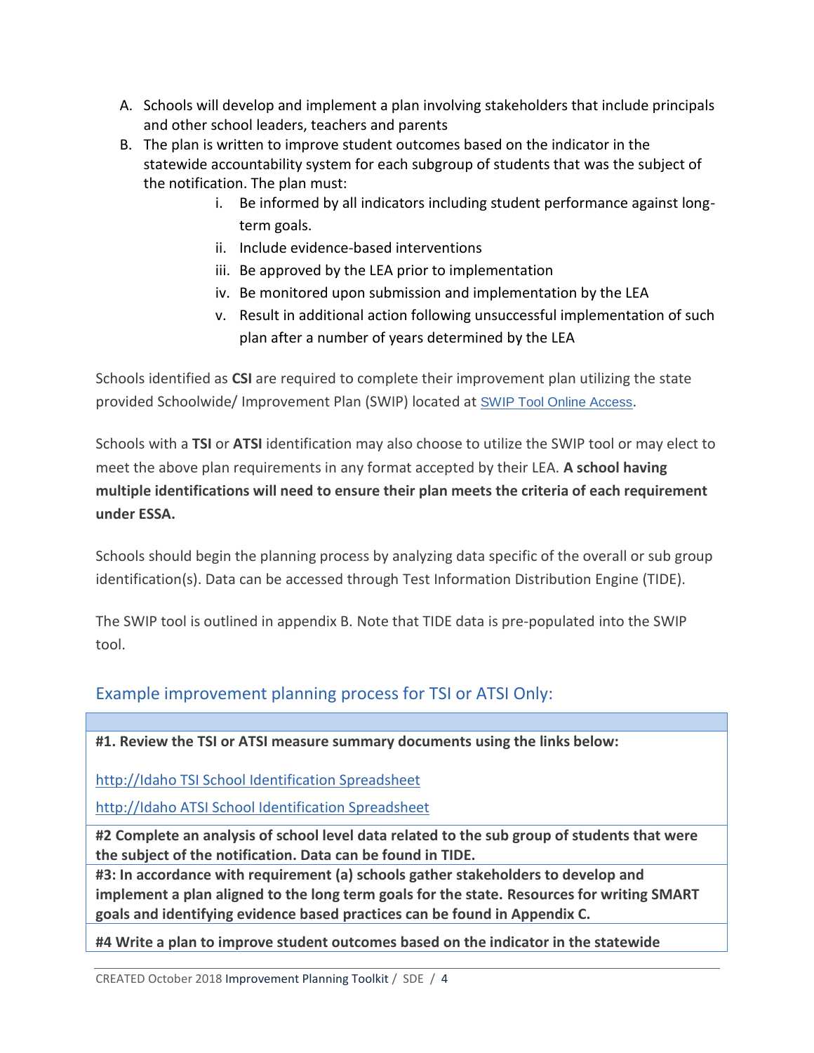A. Schools will develop and implement a plan involving stakeholders that include principals and other school leaders, teachers and parents
B. The plan is written to improve student outcomes based on the indicator in the statewide accountability system for each subgroup of students that was the subject of the notification. The plan must:
    i. Be informed by all indicators including student performance against long-term goals.
    ii. Include evidence-based interventions
    iii. Be approved by the LEA prior to implementation
    iv. Be monitored upon submission and implementation by the LEA
    v. Result in additional action following unsuccessful implementation of such plan after a number of years determined by the LEA

Schools identified as **CSI** are required to complete their improvement plan utilizing the state provided Schoolwide/ Improvement Plan (SWIP) located at SWIP Tool Online Access.

Schools with a **TSI** or **ATSI** identification may also choose to utilize the SWIP tool or may elect to meet the above plan requirements in any format accepted by their LEA. **A school having multiple identifications will need to ensure their plan meets the criteria of each requirement under ESSA.**

Schools should begin the planning process by analyzing data specific of the overall or sub group identification(s). Data can be accessed through Test Information Distribution Engine (TIDE).

The SWIP tool is outlined in appendix B. Note that TIDE data is pre-populated into the SWIP tool.

## Example improvement planning process for TSI or ATSI Only:

| |
|---|
| **#1. Review the TSI or ATSI measure summary documents using the links below:**<br><br>http://Idaho TSI School Identification Spreadsheet<br><br>http://Idaho ATSI School Identification Spreadsheet |
| **#2 Complete an analysis of school level data related to the sub group of students that were the subject of the notification. Data can be found in TIDE.** |
| **#3: In accordance with requirement (a) schools gather stakeholders to develop and implement a plan aligned to the long term goals for the state. Resources for writing SMART goals and identifying evidence based practices can be found in Appendix C.** |
| **#4 Write a plan to improve student outcomes based on the indicator in the statewide** |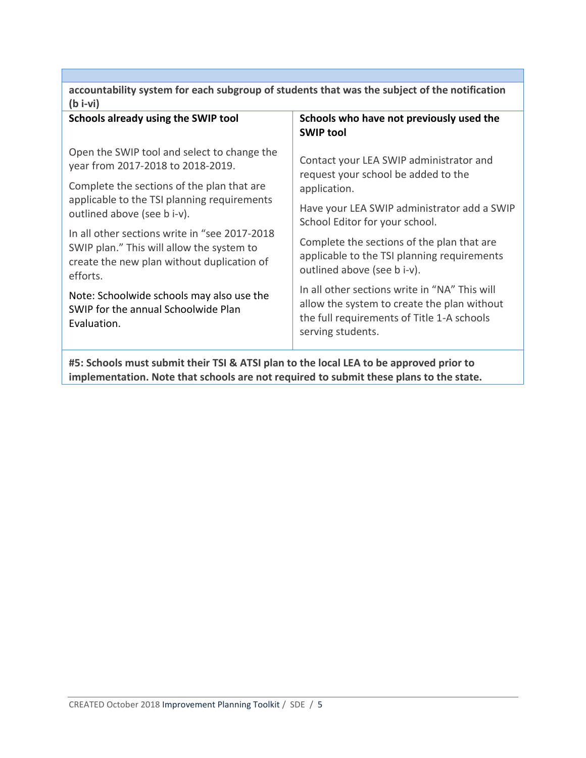**accountability system for each subgroup of students that was the subject of the notification (b i-vi)**

| **Schools already using the SWIP tool** | **Schools who have not previously used the SWIP tool** |
| --- | --- |
| Open the SWIP tool and select to change the year from 2017-2018 to 2018-2019.<br><br>Complete the sections of the plan that are applicable to the TSI planning requirements outlined above (see b i-v).<br><br>In all other sections write in "see 2017-2018 SWIP plan." This will allow the system to create the new plan without duplication of efforts.<br><br>Note: Schoolwide schools may also use the SWIP for the annual Schoolwide Plan Evaluation. | Contact your LEA SWIP administrator and request your school be added to the application.<br><br>Have your LEA SWIP administrator add a SWIP School Editor for your school.<br><br>Complete the sections of the plan that are applicable to the TSI planning requirements outlined above (see b i-v).<br><br>In all other sections write in "NA" This will allow the system to create the plan without the full requirements of Title 1-A schools serving students. |

**#5: Schools must submit their TSI & ATSI plan to the local LEA to be approved prior to implementation. Note that schools are not required to submit these plans to the state.**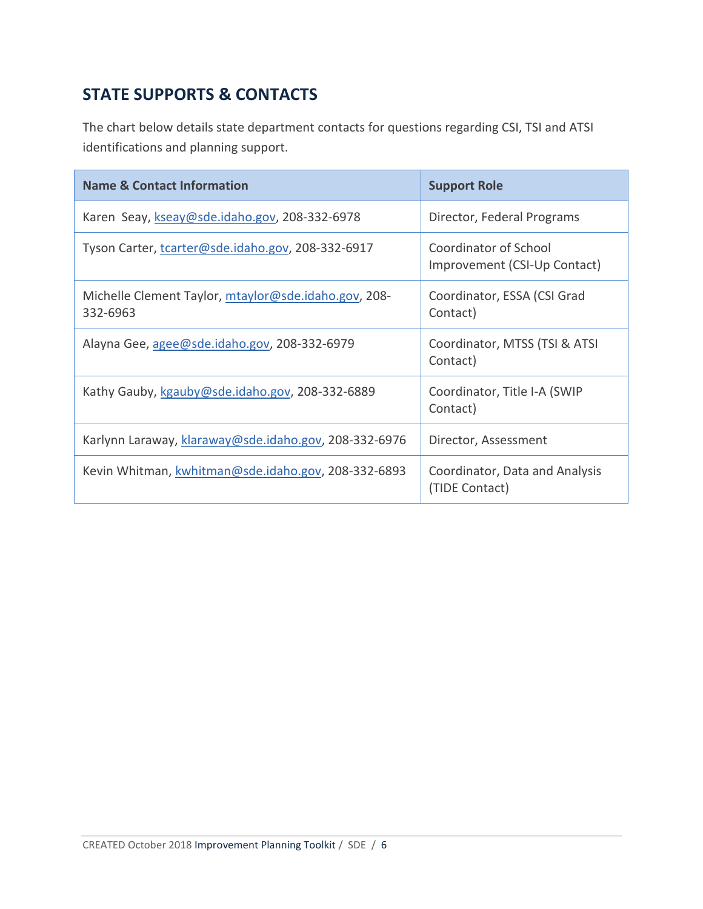## STATE SUPPORTS & CONTACTS

The chart below details state department contacts for questions regarding CSI, TSI and ATSI identifications and planning support.

| Name & Contact Information | Support Role |
|---|---|
| Karen Seay, kseay@sde.idaho.gov, 208-332-6978 | Director, Federal Programs |
| Tyson Carter, tcarter@sde.idaho.gov, 208-332-6917 | Coordinator of School Improvement (CSI-Up Contact) |
| Michelle Clement Taylor, mtaylor@sde.idaho.gov, 208-332-6963 | Coordinator, ESSA (CSI Grad Contact) |
| Alayna Gee, agee@sde.idaho.gov, 208-332-6979 | Coordinator, MTSS (TSI & ATSI Contact) |
| Kathy Gauby, kgauby@sde.idaho.gov, 208-332-6889 | Coordinator, Title I-A (SWIP Contact) |
| Karlynn Laraway, klaraway@sde.idaho.gov, 208-332-6976 | Director, Assessment |
| Kevin Whitman, kwhitman@sde.idaho.gov, 208-332-6893 | Coordinator, Data and Analysis (TIDE Contact) |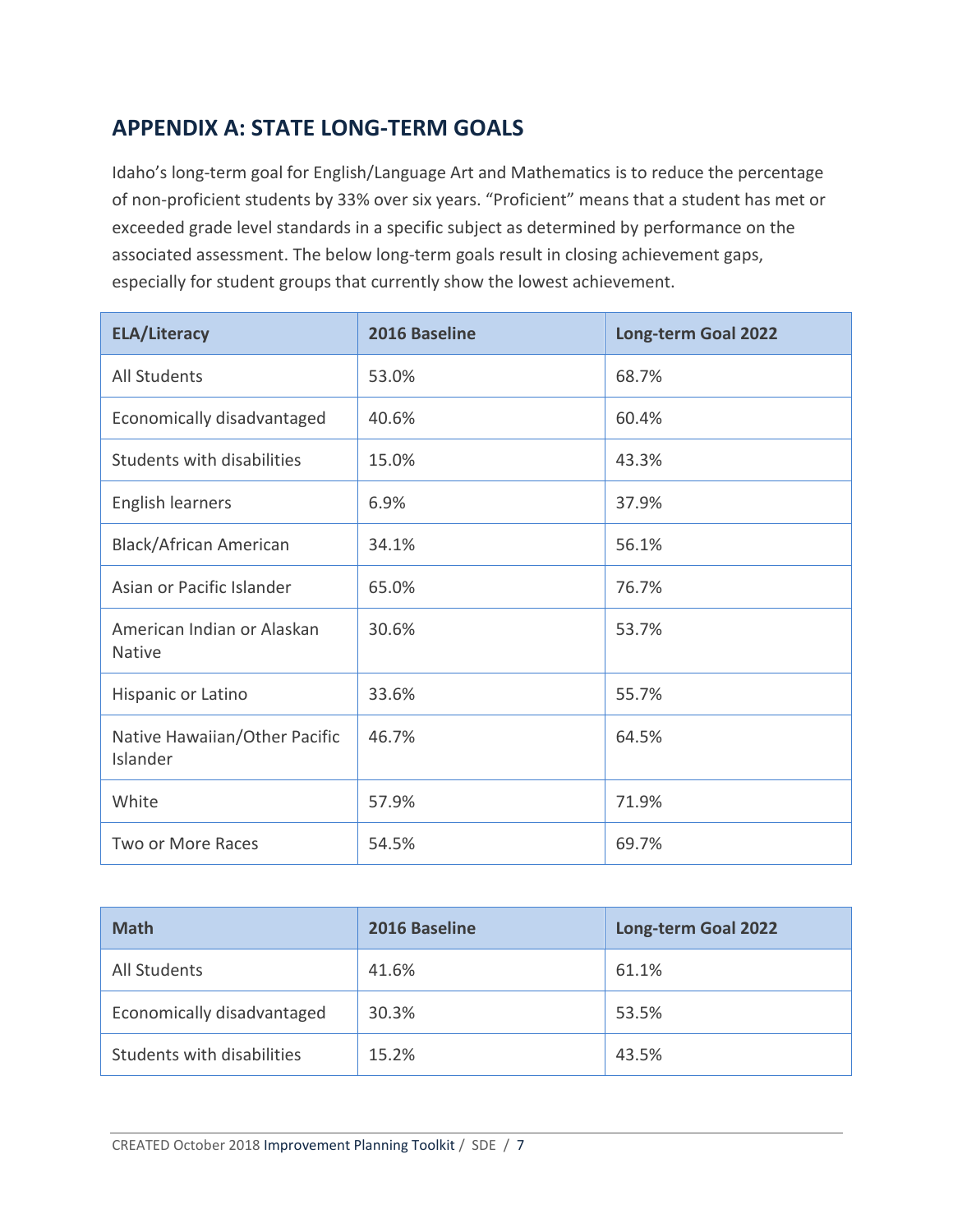## APPENDIX A: STATE LONG-TERM GOALS

Idaho's long-term goal for English/Language Art and Mathematics is to reduce the percentage of non-proficient students by 33% over six years. "Proficient" means that a student has met or exceeded grade level standards in a specific subject as determined by performance on the associated assessment. The below long-term goals result in closing achievement gaps, especially for student groups that currently show the lowest achievement.

| ELA/Literacy | 2016 Baseline | Long-term Goal 2022 |
|---|---|---|
| All Students | 53.0% | 68.7% |
| Economically disadvantaged | 40.6% | 60.4% |
| Students with disabilities | 15.0% | 43.3% |
| English learners | 6.9% | 37.9% |
| Black/African American | 34.1% | 56.1% |
| Asian or Pacific Islander | 65.0% | 76.7% |
| American Indian or Alaskan Native | 30.6% | 53.7% |
| Hispanic or Latino | 33.6% | 55.7% |
| Native Hawaiian/Other Pacific Islander | 46.7% | 64.5% |
| White | 57.9% | 71.9% |
| Two or More Races | 54.5% | 69.7% |

| Math | 2016 Baseline | Long-term Goal 2022 |
|---|---|---|
| All Students | 41.6% | 61.1% |
| Economically disadvantaged | 30.3% | 53.5% |
| Students with disabilities | 15.2% | 43.5% |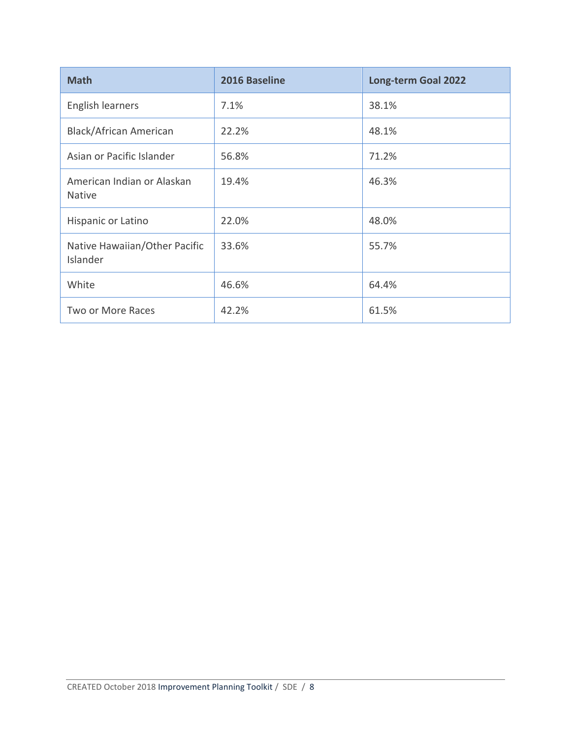| Math | 2016 Baseline | Long-term Goal 2022 |
| --- | --- | --- |
| English learners | 7.1% | 38.1% |
| Black/African American | 22.2% | 48.1% |
| Asian or Pacific Islander | 56.8% | 71.2% |
| American Indian or Alaskan Native | 19.4% | 46.3% |
| Hispanic or Latino | 22.0% | 48.0% |
| Native Hawaiian/Other Pacific Islander | 33.6% | 55.7% |
| White | 46.6% | 64.4% |
| Two or More Races | 42.2% | 61.5% |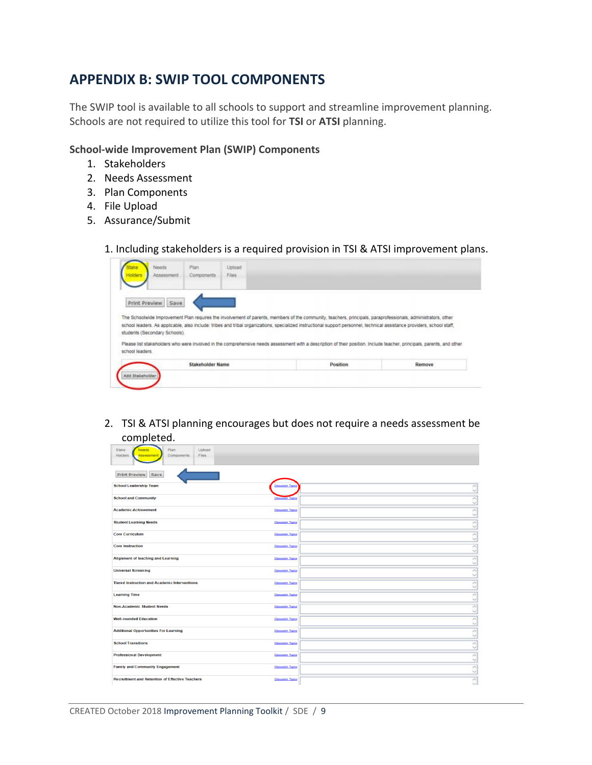## APPENDIX B: SWIP TOOL COMPONENTS

The SWIP tool is available to all schools to support and streamline improvement planning. Schools are not required to utilize this tool for **TSI** or **ATSI** planning.

**School-wide Improvement Plan (SWIP) Components**

1. Stakeholders
2. Needs Assessment
3. Plan Components
4. File Upload
5. Assurance/Submit

1. Including stakeholders is a required provision in TSI & ATSI improvement plans.

Stake Holders | Needs Assessment | Plan Components | Upload Files

Print Preview | Save

The Schoolwide Improvement Plan requires the involvement of parents, members of the community, teachers, principals, paraprofessionals, administrators, other school leaders. As applicable, also include: tribes and tribal organizations, specialized instructional support personnel, technical assistance providers, school staff, students (Secondary Schools).

Please list stakeholders who were involved in the comprehensive needs assessment with a description of their position. Include teacher, principals, parents, and other school leaders.

| Stakeholder Name | Position | Remove |
| --- | --- | --- |

Add Stakeholder

2. TSI & ATSI planning encourages but does not require a needs assessment be completed.

Stake Holders | Needs Assessment | Plan Components | Upload Files

Print Preview | Save

| | | |
| --- | --- | --- |
| School Leadership Team | Discussion Topics | |
| School and Community | Discussion Topics | |
| Academic Achievement | Discussion Topics | |
| Student Learning Needs | Discussion Topics | |
| Core Curriculum | Discussion Topics | |
| Core Instruction | Discussion Topics | |
| Alignment of teaching and Learning | Discussion Topics | |
| Universal Screening | Discussion Topics | |
| Tiered Instruction and Academic Interventions | Discussion Topics | |
| Learning Time | Discussion Topics | |
| Non-Academic Student Needs | Discussion Topics | |
| Well-rounded Education | Discussion Topics | |
| Additional Opportunities For Learning | Discussion Topics | |
| School Transitions | Discussion Topics | |
| Professional Development | Discussion Topics | |
| Family and Community Engagement | Discussion Topics | |
| Recruitment and Retention of Effective Teachers | Discussion Topics | |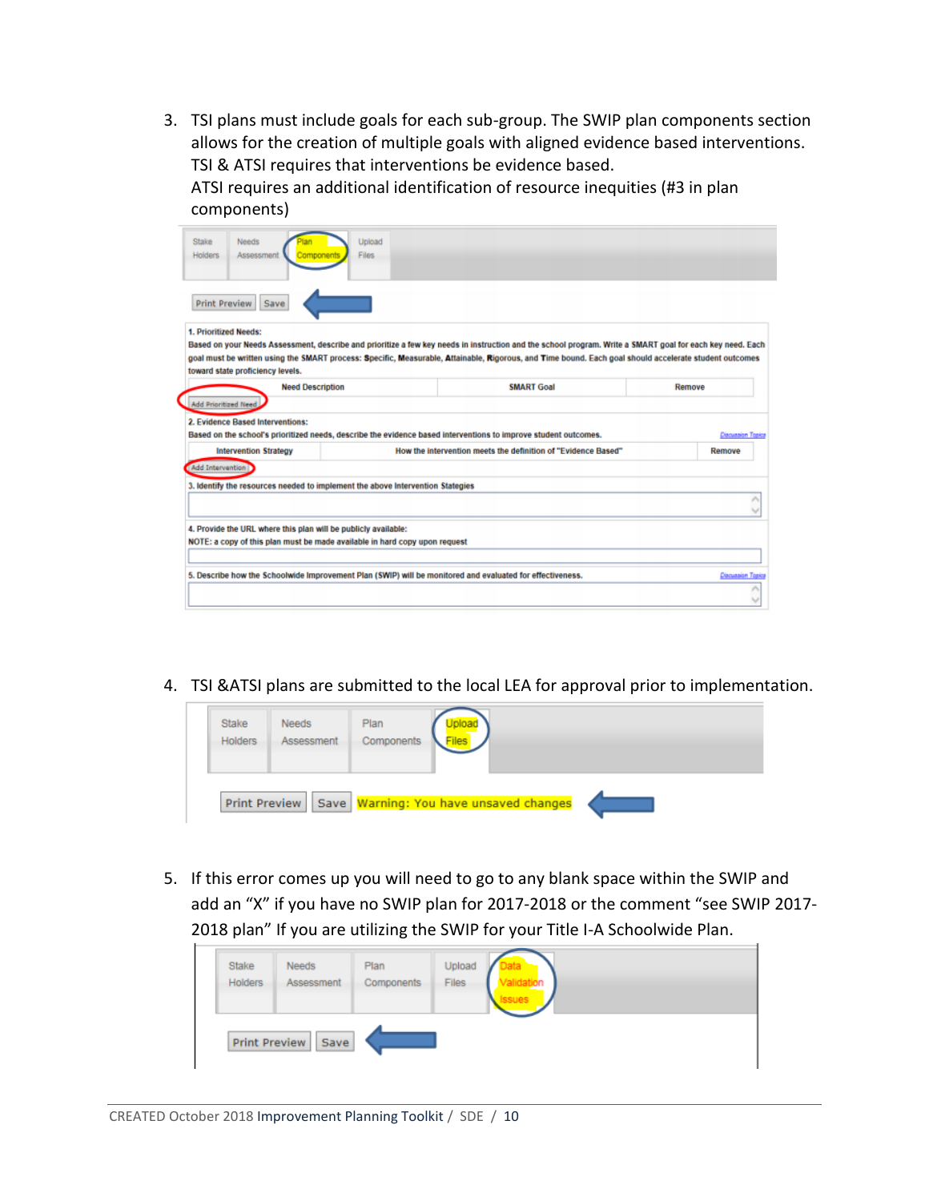3. TSI plans must include goals for each sub-group. The SWIP plan components section allows for the creation of multiple goals with aligned evidence based interventions. TSI & ATSI requires that interventions be evidence based.
   ATSI requires an additional identification of resource inequities (#3 in plan components)

Stake Holders | Needs Assessment | Plan Components | Upload Files

Print Preview | Save

1. Prioritized Needs:
Based on your Needs Assessment, describe and prioritize a few key needs in instruction and the school program. Write a SMART goal for each key need. Each goal must be written using the SMART process: Specific, Measurable, Attainable, Rigorous, and Time bound. Each goal should accelerate student outcomes toward state proficiency levels.

| Need Description | SMART Goal | Remove |
| --- | --- | --- |

Add Prioritized Need

2. Evidence Based Interventions:
Based on the school's prioritized needs, describe the evidence based interventions to improve student outcomes. Discussion Topics

| Intervention Strategy | How the intervention meets the definition of "Evidence Based" | Remove |
| --- | --- | --- |

Add Intervention

3. Identify the resources needed to implement the above Intervention Stategies

4. Provide the URL where this plan will be publicly available:
NOTE: a copy of this plan must be made available in hard copy upon request

5. Describe how the Schoolwide Improvement Plan (SWIP) will be monitored and evaluated for effectiveness. Discussion Topics

4. TSI &ATSI plans are submitted to the local LEA for approval prior to implementation.

Stake Holders | Needs Assessment | Plan Components | Upload Files

Print Preview | Save | Warning: You have unsaved changes

5. If this error comes up you will need to go to any blank space within the SWIP and add an "X" if you have no SWIP plan for 2017-2018 or the comment "see SWIP 2017-2018 plan" If you are utilizing the SWIP for your Title I-A Schoolwide Plan.

Stake Holders | Needs Assessment | Plan Components | Upload Files | Data Validation Issues

Print Preview | Save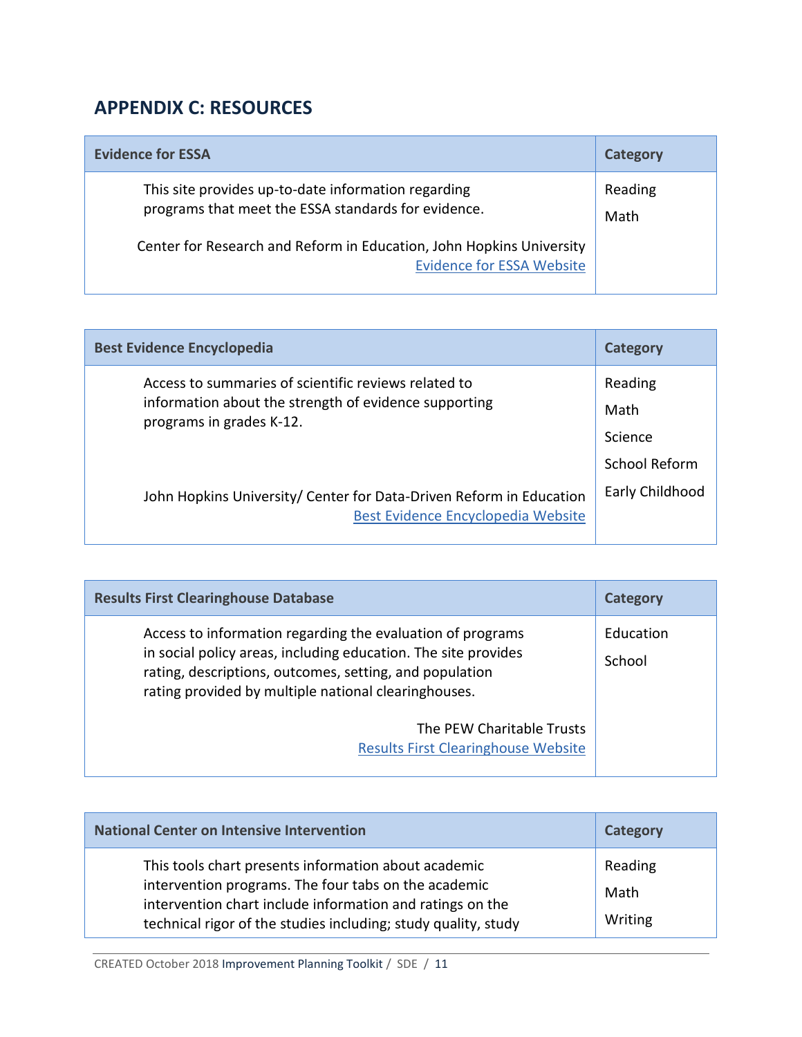## APPENDIX C: RESOURCES

| Evidence for ESSA | Category |
|---|---|
| This site provides up-to-date information regarding programs that meet the ESSA standards for evidence.<br><br>Center for Research and Reform in Education, John Hopkins University<br>Evidence for ESSA Website | Reading<br>Math |

| Best Evidence Encyclopedia | Category |
|---|---|
| Access to summaries of scientific reviews related to information about the strength of evidence supporting programs in grades K-12.<br><br>John Hopkins University/ Center for Data-Driven Reform in Education<br>Best Evidence Encyclopedia Website | Reading<br>Math<br>Science<br>School Reform<br>Early Childhood |

| Results First Clearinghouse Database | Category |
|---|---|
| Access to information regarding the evaluation of programs in social policy areas, including education. The site provides rating, descriptions, outcomes, setting, and population rating provided by multiple national clearinghouses.<br><br>The PEW Charitable Trusts<br>Results First Clearinghouse Website | Education<br>School |

| National Center on Intensive Intervention | Category |
|---|---|
| This tools chart presents information about academic intervention programs. The four tabs on the academic intervention chart include information and ratings on the technical rigor of the studies including; study quality, study | Reading<br>Math<br>Writing |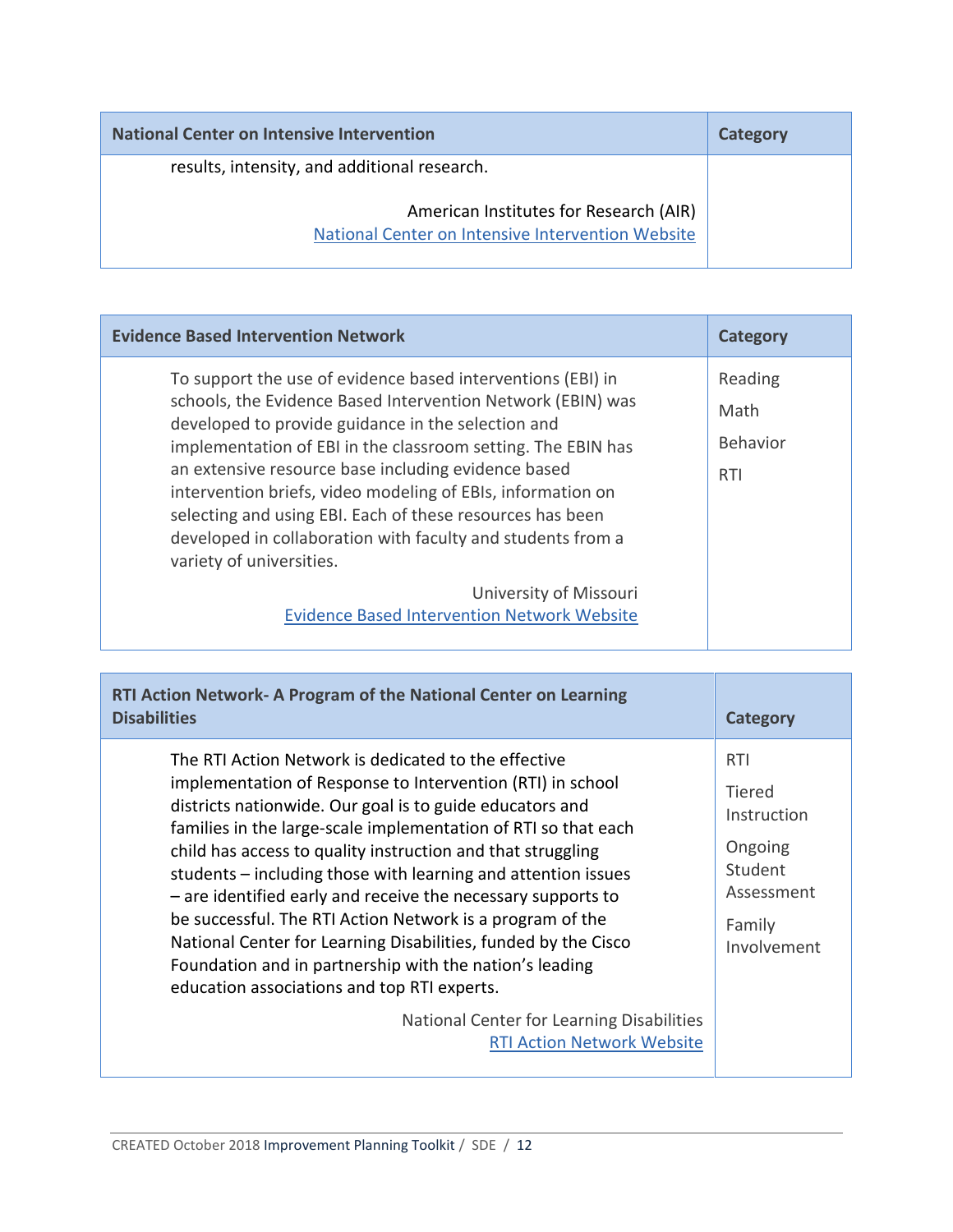| National Center on Intensive Intervention | Category |
|---|---|
| results, intensity, and additional research.<br><br>American Institutes for Research (AIR)<br>[National Center on Intensive Intervention Website] | |

| Evidence Based Intervention Network | Category |
|---|---|
| To support the use of evidence based interventions (EBI) in schools, the Evidence Based Intervention Network (EBIN) was developed to provide guidance in the selection and implementation of EBI in the classroom setting. The EBIN has an extensive resource base including evidence based intervention briefs, video modeling of EBIs, information on selecting and using EBI. Each of these resources has been developed in collaboration with faculty and students from a variety of universities.<br><br>University of Missouri<br>[Evidence Based Intervention Network Website] | Reading<br>Math<br>Behavior<br>RTI |

| RTI Action Network- A Program of the National Center on Learning Disabilities | Category |
|---|---|
| The RTI Action Network is dedicated to the effective implementation of Response to Intervention (RTI) in school districts nationwide. Our goal is to guide educators and families in the large-scale implementation of RTI so that each child has access to quality instruction and that struggling students – including those with learning and attention issues – are identified early and receive the necessary supports to be successful. The RTI Action Network is a program of the National Center for Learning Disabilities, funded by the Cisco Foundation and in partnership with the nation's leading education associations and top RTI experts.<br><br>National Center for Learning Disabilities<br>[RTI Action Network Website] | RTI<br>Tiered Instruction<br>Ongoing Student Assessment<br>Family Involvement |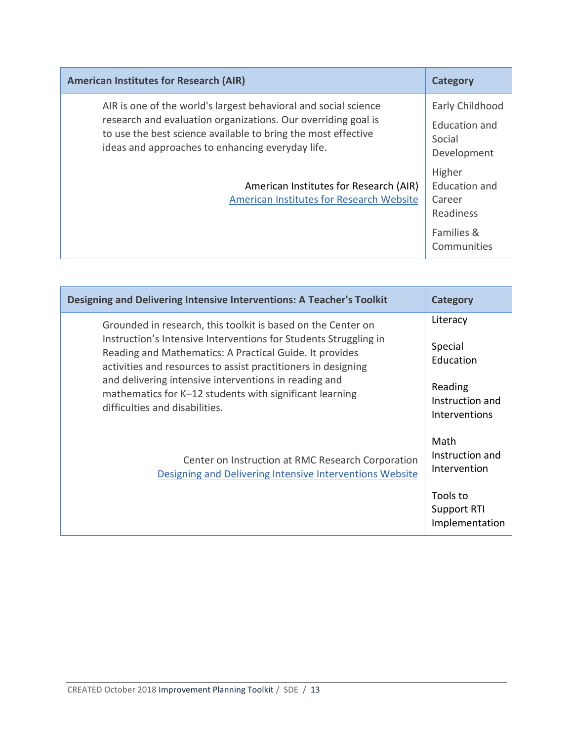| American Institutes for Research (AIR) | Category |
|---|---|
| AIR is one of the world's largest behavioral and social science research and evaluation organizations. Our overriding goal is to use the best science available to bring the most effective ideas and approaches to enhancing everyday life.<br><br>American Institutes for Research (AIR)<br>American Institutes for Research Website | Early Childhood<br><br>Education and Social Development<br><br>Higher Education and Career Readiness<br><br>Families & Communities |

| Designing and Delivering Intensive Interventions: A Teacher's Toolkit | Category |
|---|---|
| Grounded in research, this toolkit is based on the Center on Instruction's Intensive Interventions for Students Struggling in Reading and Mathematics: A Practical Guide. It provides activities and resources to assist practitioners in designing and delivering intensive interventions in reading and mathematics for K–12 students with significant learning difficulties and disabilities.<br><br>Center on Instruction at RMC Research Corporation<br>Designing and Delivering Intensive Interventions Website | Literacy<br><br>Special Education<br><br>Reading Instruction and Interventions<br><br>Math Instruction and Intervention<br><br>Tools to Support RTI Implementation |